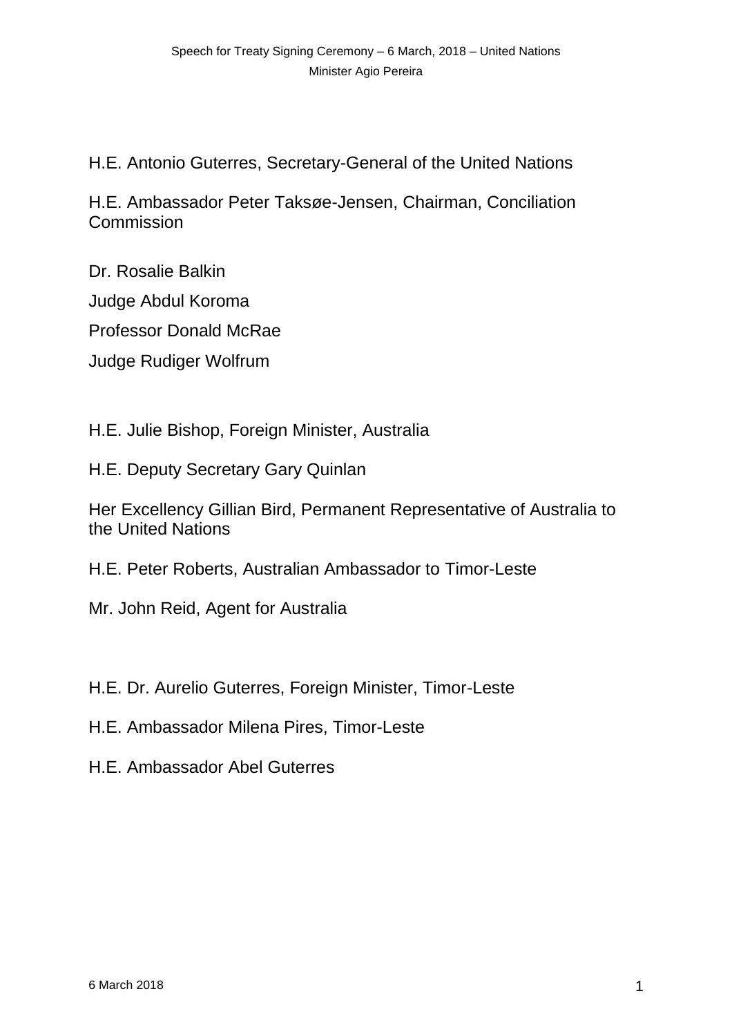H.E. Antonio Guterres, Secretary-General of the United Nations

H.E. Ambassador Peter Taksøe-Jensen, Chairman, Conciliation Commission

Dr. Rosalie Balkin

Judge Abdul Koroma

Professor Donald McRae

Judge Rudiger Wolfrum

H.E. Julie Bishop, Foreign Minister, Australia

H.E. Deputy Secretary Gary Quinlan

Her Excellency Gillian Bird, Permanent Representative of Australia to the United Nations

H.E. Peter Roberts, Australian Ambassador to Timor-Leste

Mr. John Reid, Agent for Australia

H.E. Dr. Aurelio Guterres, Foreign Minister, Timor-Leste

H.E. Ambassador Milena Pires, Timor-Leste

H.E. Ambassador Abel Guterres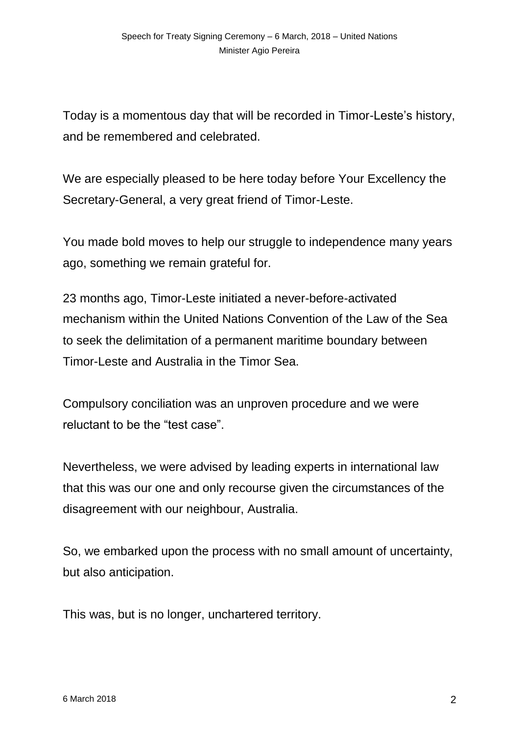Today is a momentous day that will be recorded in Timor-Leste's history, and be remembered and celebrated.

We are especially pleased to be here today before Your Excellency the Secretary-General, a very great friend of Timor-Leste.

You made bold moves to help our struggle to independence many years ago, something we remain grateful for.

23 months ago, Timor-Leste initiated a never-before-activated mechanism within the United Nations Convention of the Law of the Sea to seek the delimitation of a permanent maritime boundary between Timor-Leste and Australia in the Timor Sea.

Compulsory conciliation was an unproven procedure and we were reluctant to be the "test case".

Nevertheless, we were advised by leading experts in international law that this was our one and only recourse given the circumstances of the disagreement with our neighbour, Australia.

So, we embarked upon the process with no small amount of uncertainty, but also anticipation.

This was, but is no longer, unchartered territory.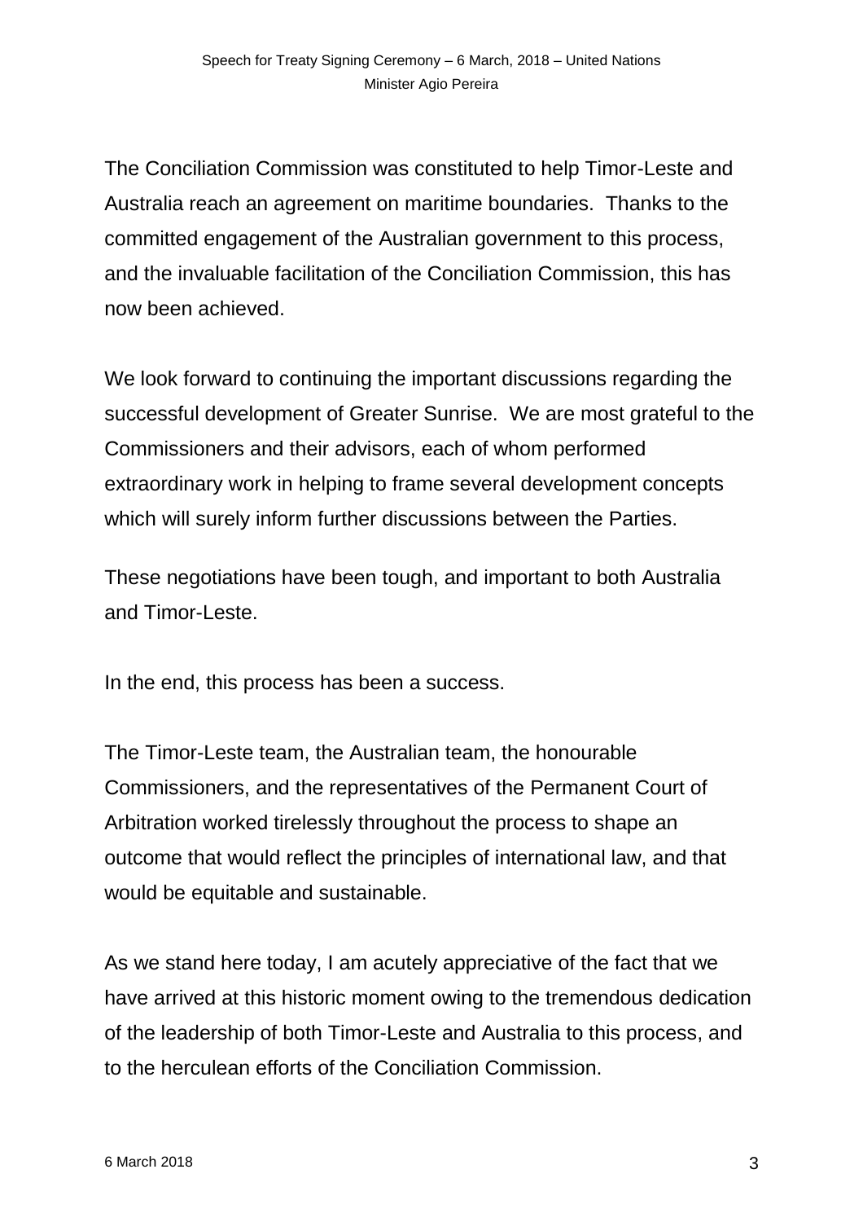The Conciliation Commission was constituted to help Timor-Leste and Australia reach an agreement on maritime boundaries. Thanks to the committed engagement of the Australian government to this process, and the invaluable facilitation of the Conciliation Commission, this has now been achieved.

We look forward to continuing the important discussions regarding the successful development of Greater Sunrise. We are most grateful to the Commissioners and their advisors, each of whom performed extraordinary work in helping to frame several development concepts which will surely inform further discussions between the Parties.

These negotiations have been tough, and important to both Australia and Timor-Leste.

In the end, this process has been a success.

The Timor-Leste team, the Australian team, the honourable Commissioners, and the representatives of the Permanent Court of Arbitration worked tirelessly throughout the process to shape an outcome that would reflect the principles of international law, and that would be equitable and sustainable.

As we stand here today, I am acutely appreciative of the fact that we have arrived at this historic moment owing to the tremendous dedication of the leadership of both Timor-Leste and Australia to this process, and to the herculean efforts of the Conciliation Commission.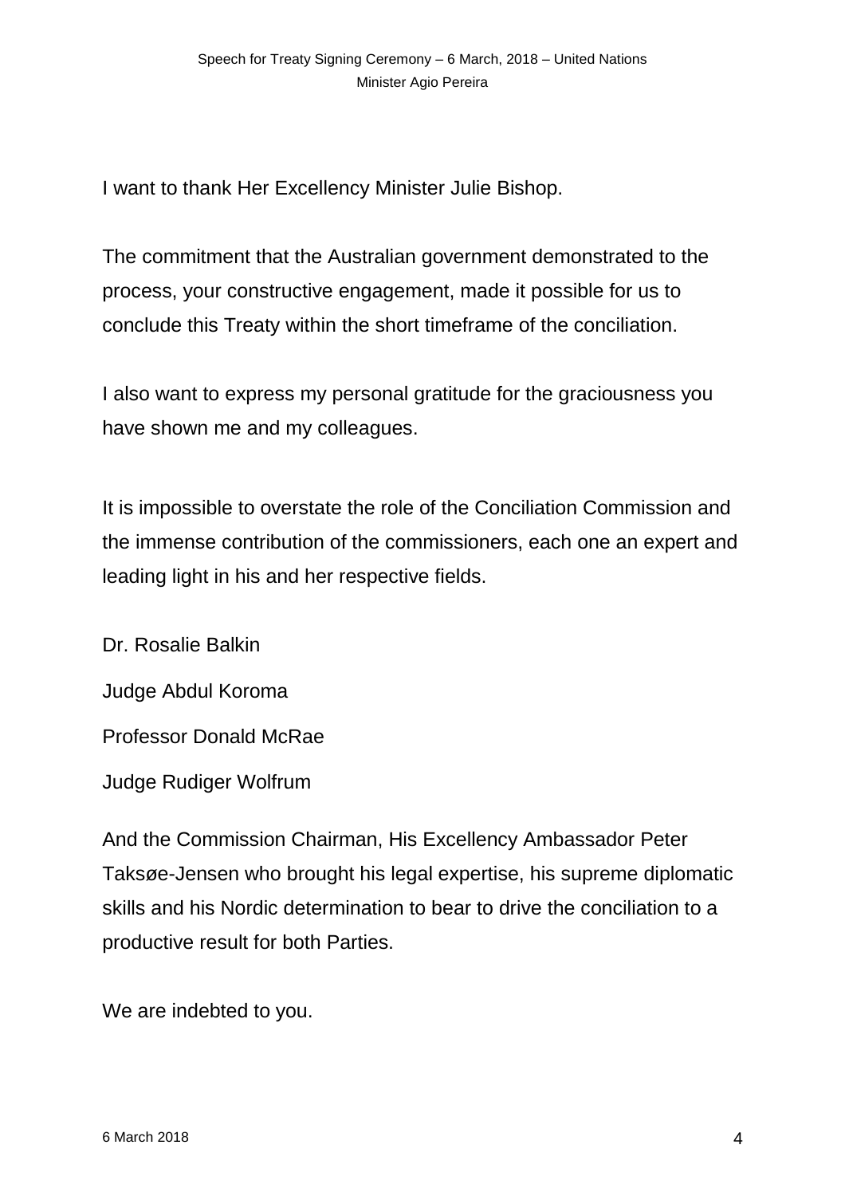I want to thank Her Excellency Minister Julie Bishop.

The commitment that the Australian government demonstrated to the process, your constructive engagement, made it possible for us to conclude this Treaty within the short timeframe of the conciliation.

I also want to express my personal gratitude for the graciousness you have shown me and my colleagues.

It is impossible to overstate the role of the Conciliation Commission and the immense contribution of the commissioners, each one an expert and leading light in his and her respective fields.

Dr. Rosalie Balkin

Judge Abdul Koroma

Professor Donald McRae

Judge Rudiger Wolfrum

And the Commission Chairman, His Excellency Ambassador Peter Taksøe-Jensen who brought his legal expertise, his supreme diplomatic skills and his Nordic determination to bear to drive the conciliation to a productive result for both Parties.

We are indebted to you.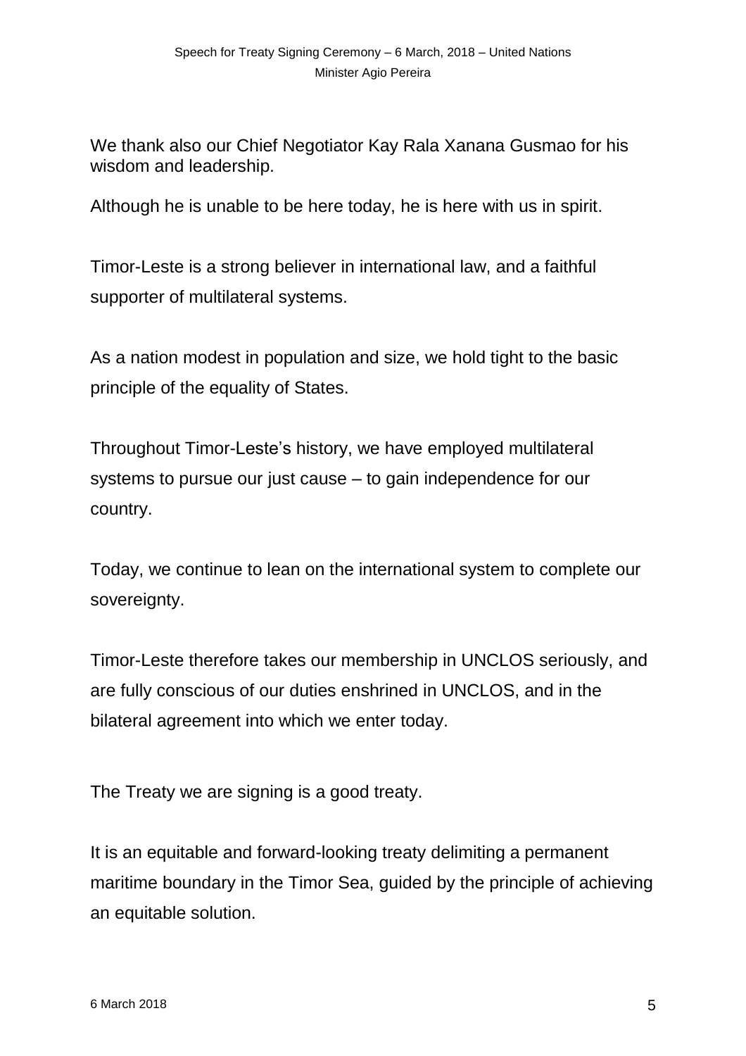We thank also our Chief Negotiator Kay Rala Xanana Gusmao for his wisdom and leadership.

Although he is unable to be here today, he is here with us in spirit.

Timor-Leste is a strong believer in international law, and a faithful supporter of multilateral systems.

As a nation modest in population and size, we hold tight to the basic principle of the equality of States.

Throughout Timor-Leste's history, we have employed multilateral systems to pursue our just cause – to gain independence for our country.

Today, we continue to lean on the international system to complete our sovereignty.

Timor-Leste therefore takes our membership in UNCLOS seriously, and are fully conscious of our duties enshrined in UNCLOS, and in the bilateral agreement into which we enter today.

The Treaty we are signing is a good treaty.

It is an equitable and forward-looking treaty delimiting a permanent maritime boundary in the Timor Sea, guided by the principle of achieving an equitable solution.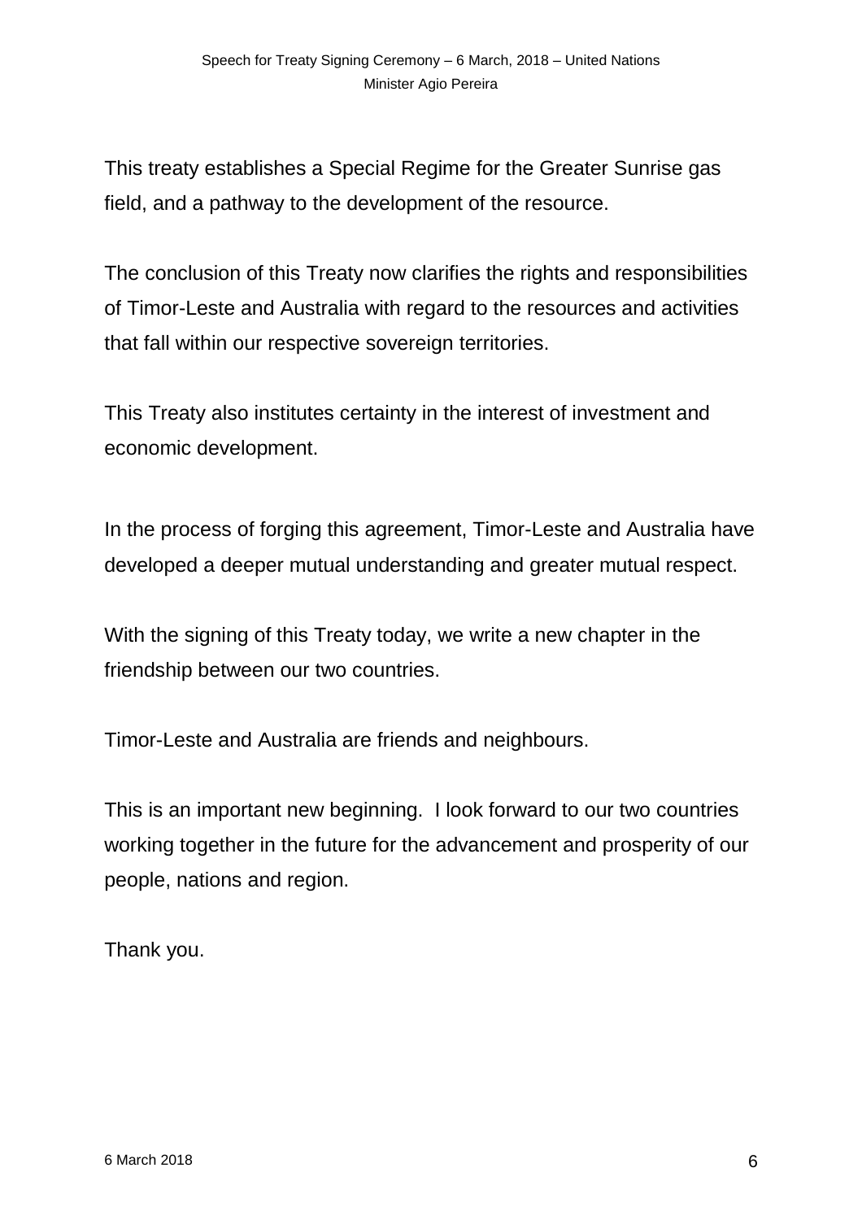This treaty establishes a Special Regime for the Greater Sunrise gas field, and a pathway to the development of the resource.

The conclusion of this Treaty now clarifies the rights and responsibilities of Timor-Leste and Australia with regard to the resources and activities that fall within our respective sovereign territories.

This Treaty also institutes certainty in the interest of investment and economic development.

In the process of forging this agreement, Timor-Leste and Australia have developed a deeper mutual understanding and greater mutual respect.

With the signing of this Treaty today, we write a new chapter in the friendship between our two countries.

Timor-Leste and Australia are friends and neighbours.

This is an important new beginning. I look forward to our two countries working together in the future for the advancement and prosperity of our people, nations and region.

Thank you.